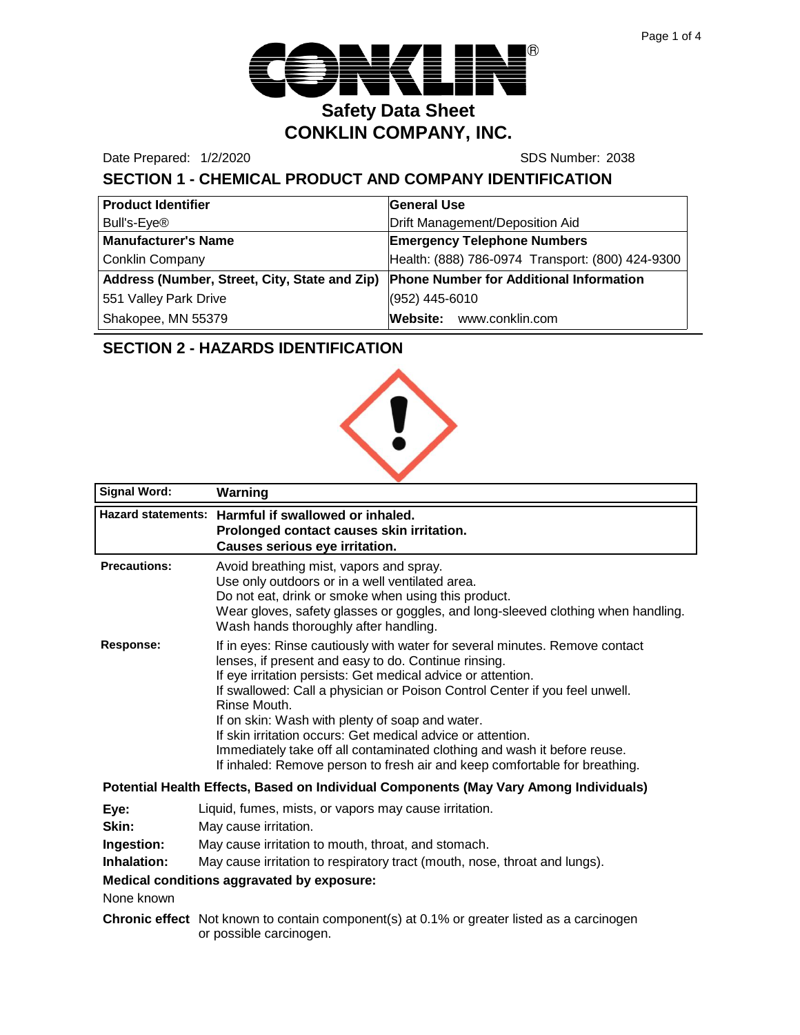# CONKLIN®

## Safety Data Sheet
## CONKLIN COMPANY, INC.

Date Prepared: 1/2/2020 SDS Number: 2038

## SECTION 1 - CHEMICAL PRODUCT AND COMPANY IDENTIFICATION

| **Product Identifier** | **General Use** |
|---|---|
| Bull's-Eye® | Drift Management/Deposition Aid |
| **Manufacturer's Name** | **Emergency Telephone Numbers** |
| Conklin Company | Health: (888) 786-0974 Transport: (800) 424-9300 |
| **Address (Number, Street, City, State and Zip)** | **Phone Number for Additional Information** |
| 551 Valley Park Drive | (952) 445-6010 |
| Shakopee, MN 55379 | **Website:** www.conklin.com |

## SECTION 2 - HAZARDS IDENTIFICATION

| **Signal Word:** | **Warning** |
|---|---|
| **Hazard statements:** | **Harmful if swallowed or inhaled.**<br>**Prolonged contact causes skin irritation.**<br>**Causes serious eye irritation.** |

**Precautions:**
Avoid breathing mist, vapors and spray.
Use only outdoors or in a well ventilated area.
Do not eat, drink or smoke when using this product.
Wear gloves, safety glasses or goggles, and long-sleeved clothing when handling.
Wash hands thoroughly after handling.

**Response:**
If in eyes: Rinse cautiously with water for several minutes. Remove contact lenses, if present and easy to do. Continue rinsing.
If eye irritation persists: Get medical advice or attention.
If swallowed: Call a physician or Poison Control Center if you feel unwell. Rinse Mouth.
If on skin: Wash with plenty of soap and water.
If skin irritation occurs: Get medical advice or attention.
Immediately take off all contaminated clothing and wash it before reuse.
If inhaled: Remove person to fresh air and keep comfortable for breathing.

**Potential Health Effects, Based on Individual Components (May Vary Among Individuals)**

**Eye:** Liquid, fumes, mists, or vapors may cause irritation.
**Skin:** May cause irritation.
**Ingestion:** May cause irritation to mouth, throat, and stomach.
**Inhalation:** May cause irritation to respiratory tract (mouth, nose, throat and lungs).

**Medical conditions aggravated by exposure:**
None known

**Chronic effect** Not known to contain component(s) at 0.1% or greater listed as a carcinogen or possible carcinogen.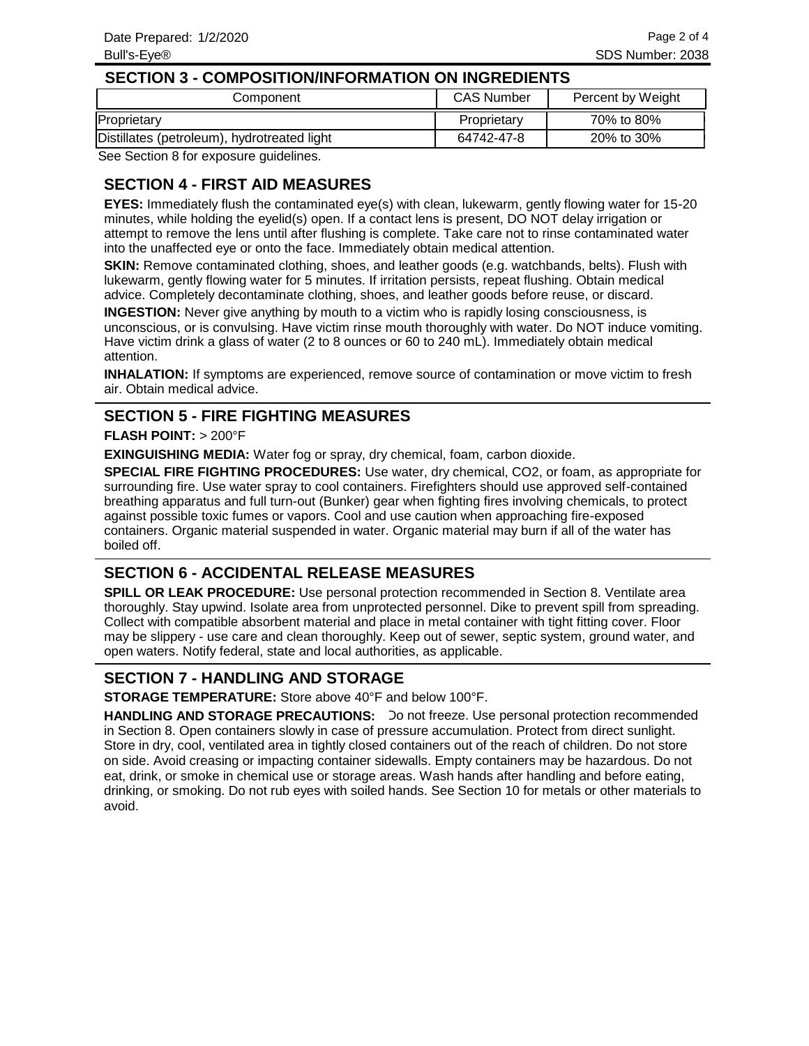## SECTION 3 - COMPOSITION/INFORMATION ON INGREDIENTS

| Component | CAS Number | Percent by Weight |
| --- | --- | --- |
| Proprietary | Proprietary | 70% to 80% |
| Distillates (petroleum), hydrotreated light | 64742-47-8 | 20% to 30% |

See Section 8 for exposure guidelines.

## SECTION 4 - FIRST AID MEASURES

**EYES:** Immediately flush the contaminated eye(s) with clean, lukewarm, gently flowing water for 15-20 minutes, while holding the eyelid(s) open. If a contact lens is present, DO NOT delay irrigation or attempt to remove the lens until after flushing is complete. Take care not to rinse contaminated water into the unaffected eye or onto the face. Immediately obtain medical attention.

**SKIN:** Remove contaminated clothing, shoes, and leather goods (e.g. watchbands, belts). Flush with lukewarm, gently flowing water for 5 minutes. If irritation persists, repeat flushing. Obtain medical advice. Completely decontaminate clothing, shoes, and leather goods before reuse, or discard.

**INGESTION:** Never give anything by mouth to a victim who is rapidly losing consciousness, is unconscious, or is convulsing. Have victim rinse mouth thoroughly with water. Do NOT induce vomiting. Have victim drink a glass of water (2 to 8 ounces or 60 to 240 mL). Immediately obtain medical attention.

**INHALATION:** If symptoms are experienced, remove source of contamination or move victim to fresh air. Obtain medical advice.

## SECTION 5 - FIRE FIGHTING MEASURES

**FLASH POINT:** > 200°F

**EXINGUISHING MEDIA:** Water fog or spray, dry chemical, foam, carbon dioxide.

**SPECIAL FIRE FIGHTING PROCEDURES:** Use water, dry chemical, CO2, or foam, as appropriate for surrounding fire. Use water spray to cool containers. Firefighters should use approved self-contained breathing apparatus and full turn-out (Bunker) gear when fighting fires involving chemicals, to protect against possible toxic fumes or vapors. Cool and use caution when approaching fire-exposed containers. Organic material suspended in water. Organic material may burn if all of the water has boiled off.

## SECTION 6 - ACCIDENTAL RELEASE MEASURES

**SPILL OR LEAK PROCEDURE:** Use personal protection recommended in Section 8. Ventilate area thoroughly. Stay upwind. Isolate area from unprotected personnel. Dike to prevent spill from spreading. Collect with compatible absorbent material and place in metal container with tight fitting cover. Floor may be slippery - use care and clean thoroughly. Keep out of sewer, septic system, ground water, and open waters. Notify federal, state and local authorities, as applicable.

## SECTION 7 - HANDLING AND STORAGE

**STORAGE TEMPERATURE:** Store above 40°F and below 100°F.

**HANDLING AND STORAGE PRECAUTIONS:** Do not freeze. Use personal protection recommended in Section 8. Open containers slowly in case of pressure accumulation. Protect from direct sunlight. Store in dry, cool, ventilated area in tightly closed containers out of the reach of children. Do not store on side. Avoid creasing or impacting container sidewalls. Empty containers may be hazardous. Do not eat, drink, or smoke in chemical use or storage areas. Wash hands after handling and before eating, drinking, or smoking. Do not rub eyes with soiled hands. See Section 10 for metals or other materials to avoid.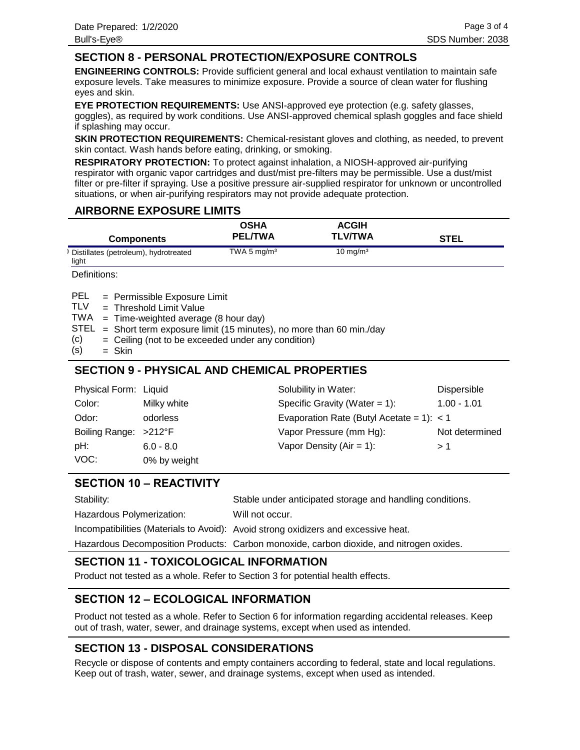## SECTION 8 - PERSONAL PROTECTION/EXPOSURE CONTROLS

**ENGINEERING CONTROLS:** Provide sufficient general and local exhaust ventilation to maintain safe exposure levels. Take measures to minimize exposure. Provide a source of clean water for flushing eyes and skin.

**EYE PROTECTION REQUIREMENTS:** Use ANSI-approved eye protection (e.g. safety glasses, goggles), as required by work conditions. Use ANSI-approved chemical splash goggles and face shield if splashing may occur.

**SKIN PROTECTION REQUIREMENTS:** Chemical-resistant gloves and clothing, as needed, to prevent skin contact. Wash hands before eating, drinking, or smoking.

**RESPIRATORY PROTECTION:** To protect against inhalation, a NIOSH-approved air-purifying respirator with organic vapor cartridges and dust/mist pre-filters may be permissible. Use a dust/mist filter or pre-filter if spraying. Use a positive pressure air-supplied respirator for unknown or uncontrolled situations, or when air-purifying respirators may not provide adequate protection.

## AIRBORNE EXPOSURE LIMITS

| Components | OSHA PEL/TWA | ACGIH TLV/TWA | STEL |
|---|---|---|---|
| Distillates (petroleum), hydrotreated light | TWA 5 mg/m³ | 10 mg/m³ | |

Definitions:

- PEL = Permissible Exposure Limit
- TLV = Threshold Limit Value
- TWA = Time-weighted average (8 hour day)
- STEL = Short term exposure limit (15 minutes), no more than 60 min./day
- (c) = Ceiling (not to be exceeded under any condition)
- (s) = Skin

## SECTION 9 - PHYSICAL AND CHEMICAL PROPERTIES

| | | | |
|---|---|---|---|
| Physical Form: | Liquid | Solubility in Water: | Dispersible |
| Color: | Milky white | Specific Gravity (Water = 1): | 1.00 - 1.01 |
| Odor: | odorless | Evaporation Rate (Butyl Acetate = 1): | < 1 |
| Boiling Range: | >212°F | Vapor Pressure (mm Hg): | Not determined |
| pH: | 6.0 - 8.0 | Vapor Density (Air = 1): | > 1 |
| VOC: | 0% by weight | | |

## SECTION 10 – REACTIVITY

| | |
|---|---|
| Stability: | Stable under anticipated storage and handling conditions. |
| Hazardous Polymerization: | Will not occur. |
| Incompatibilities (Materials to Avoid): | Avoid strong oxidizers and excessive heat. |
| Hazardous Decomposition Products: | Carbon monoxide, carbon dioxide, and nitrogen oxides. |

## SECTION 11 - TOXICOLOGICAL INFORMATION

Product not tested as a whole. Refer to Section 3 for potential health effects.

## SECTION 12 – ECOLOGICAL INFORMATION

Product not tested as a whole. Refer to Section 6 for information regarding accidental releases. Keep out of trash, water, sewer, and drainage systems, except when used as intended.

## SECTION 13 - DISPOSAL CONSIDERATIONS

Recycle or dispose of contents and empty containers according to federal, state and local regulations. Keep out of trash, water, sewer, and drainage systems, except when used as intended.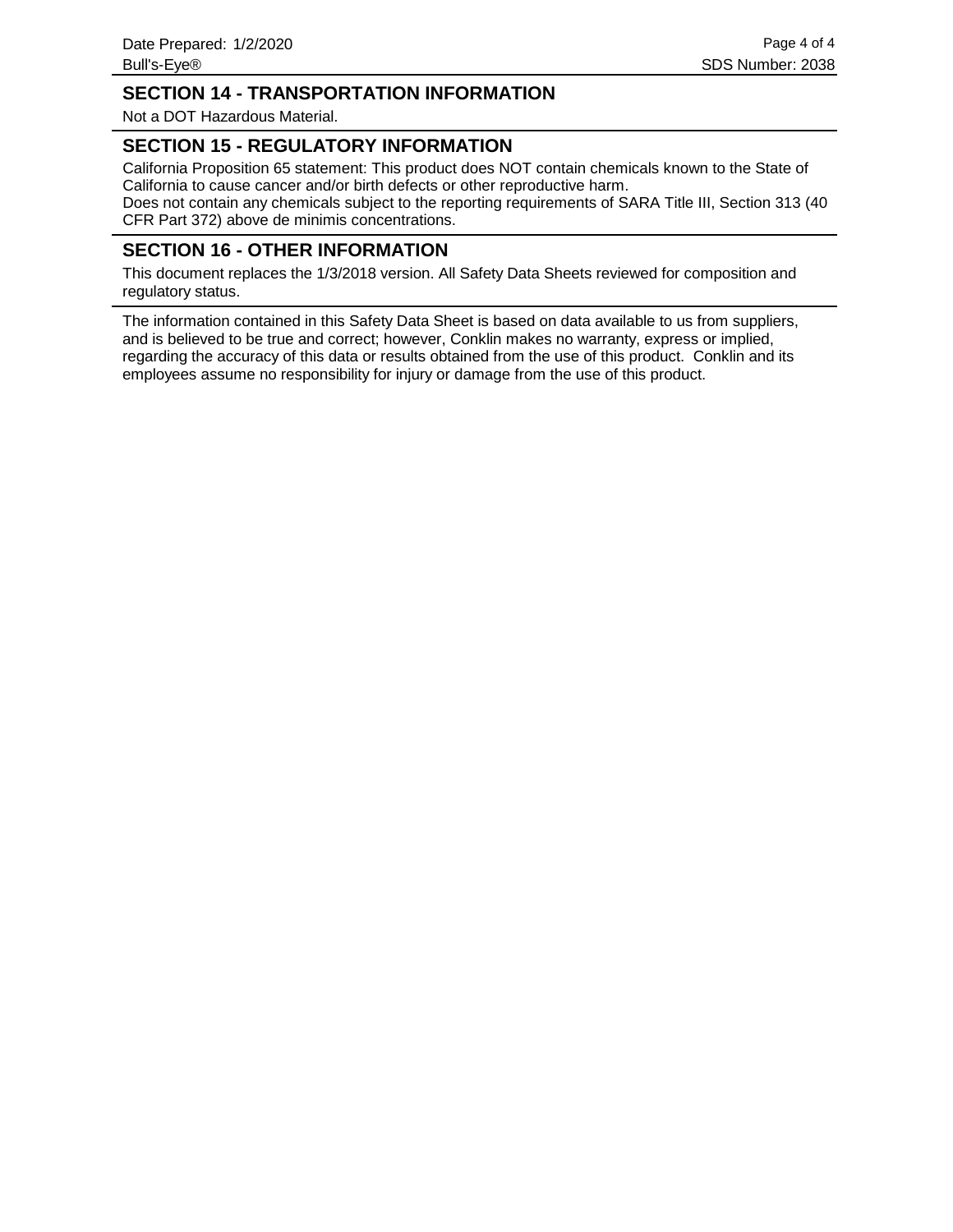## SECTION 14 - TRANSPORTATION INFORMATION

Not a DOT Hazardous Material.

## SECTION 15 - REGULATORY INFORMATION

California Proposition 65 statement: This product does NOT contain chemicals known to the State of California to cause cancer and/or birth defects or other reproductive harm.
Does not contain any chemicals subject to the reporting requirements of SARA Title III, Section 313 (40 CFR Part 372) above de minimis concentrations.

## SECTION 16 - OTHER INFORMATION

This document replaces the 1/3/2018 version. All Safety Data Sheets reviewed for composition and regulatory status.

The information contained in this Safety Data Sheet is based on data available to us from suppliers, and is believed to be true and correct; however, Conklin makes no warranty, express or implied, regarding the accuracy of this data or results obtained from the use of this product. Conklin and its employees assume no responsibility for injury or damage from the use of this product.